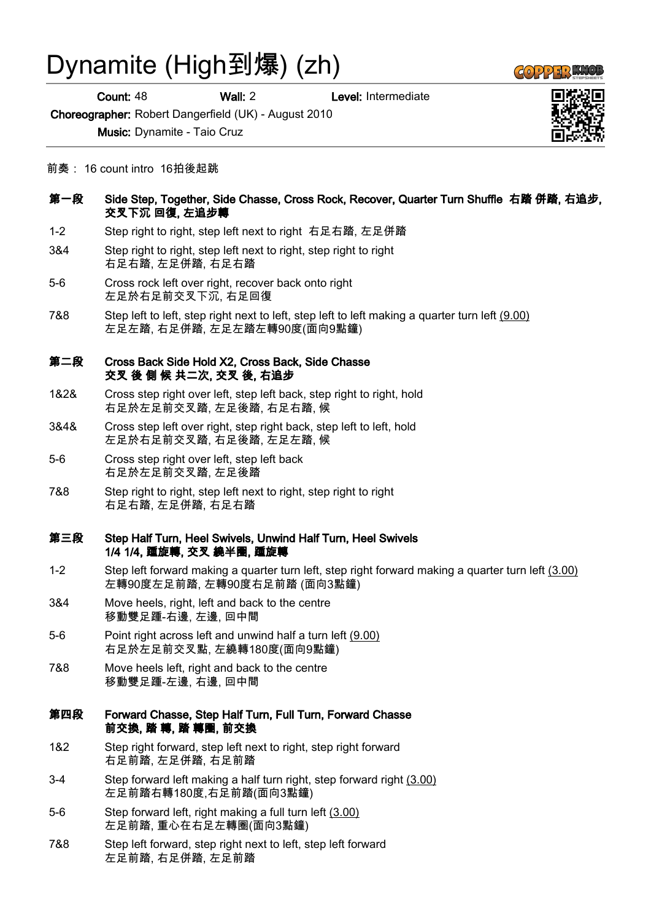# Dynamite (High到爆) (zh)

**Count:** 48 **Wall:** 2 **Level:** Intermediate

**Choreographer:** Robert Dangerfield (UK) - August 2010

**Music:** Dynamite - Taio Cruz

前奏： 16 count intro 16拍後起跳

### 第一段 Side Step, Together, Side Chasse, Cross Rock, Recover, Quarter Turn Shuffle 右踏 併踏, 右追步, 交叉下沉 回復, 左追步轉

1-2 Step right to right, step left next to right 右足右踏, 左足併踏

3&4 Step right to right, step left next to right, step right to right
右足右踏, 左足併踏, 右足右踏

5-6 Cross rock left over right, recover back onto right
左足於右足前交叉下沉, 右足回復

7&8 Step left to left, step right next to left, step left to left making a quarter turn left (9.00)
左足左踏, 右足併踏, 左足左踏左轉90度(面向9點鐘)

### 第二段 Cross Back Side Hold X2, Cross Back, Side Chasse 交叉 後 側 候 共二次, 交叉 後, 右追步

1&2& Cross step right over left, step left back, step right to right, hold
右足於左足前交叉踏, 左足後踏, 右足右踏, 候

3&4& Cross step left over right, step right back, step left to left, hold
左足於右足前交叉踏, 右足後踏, 左足左踏, 候

5-6 Cross step right over left, step left back
右足於左足前交叉踏, 左足後踏

7&8 Step right to right, step left next to right, step right to right
右足右踏, 左足併踏, 右足右踏

### 第三段 Step Half Turn, Heel Swivels, Unwind Half Turn, Heel Swivels 1/4 1/4, 踵旋轉, 交叉 繞半圈, 踵旋轉

1-2 Step left forward making a quarter turn left, step right forward making a quarter turn left (3.00)
左轉90度左足前踏, 左轉90度右足前踏 (面向3點鐘)

3&4 Move heels, right, left and back to the centre
移動雙足踵-右邊, 左邊, 回中間

5-6 Point right across left and unwind half a turn left (9.00)
右足於左足前交叉點, 左繞轉180度(面向9點鐘)

7&8 Move heels left, right and back to the centre
移動雙足踵-左邊, 右邊, 回中間

### 第四段 Forward Chasse, Step Half Turn, Full Turn, Forward Chasse 前交換, 踏 轉, 踏 轉圈, 前交換

1&2 Step right forward, step left next to right, step right forward
右足前踏, 左足併踏, 右足前踏

3-4 Step forward left making a half turn right, step forward right (3.00)
左足前踏右轉180度,右足前踏(面向3點鐘)

5-6 Step forward left, right making a full turn left (3.00)
左足前踏, 重心在右足左轉圈(面向3點鐘)

7&8 Step left forward, step right next to left, step left forward
左足前踏, 右足併踏, 左足前踏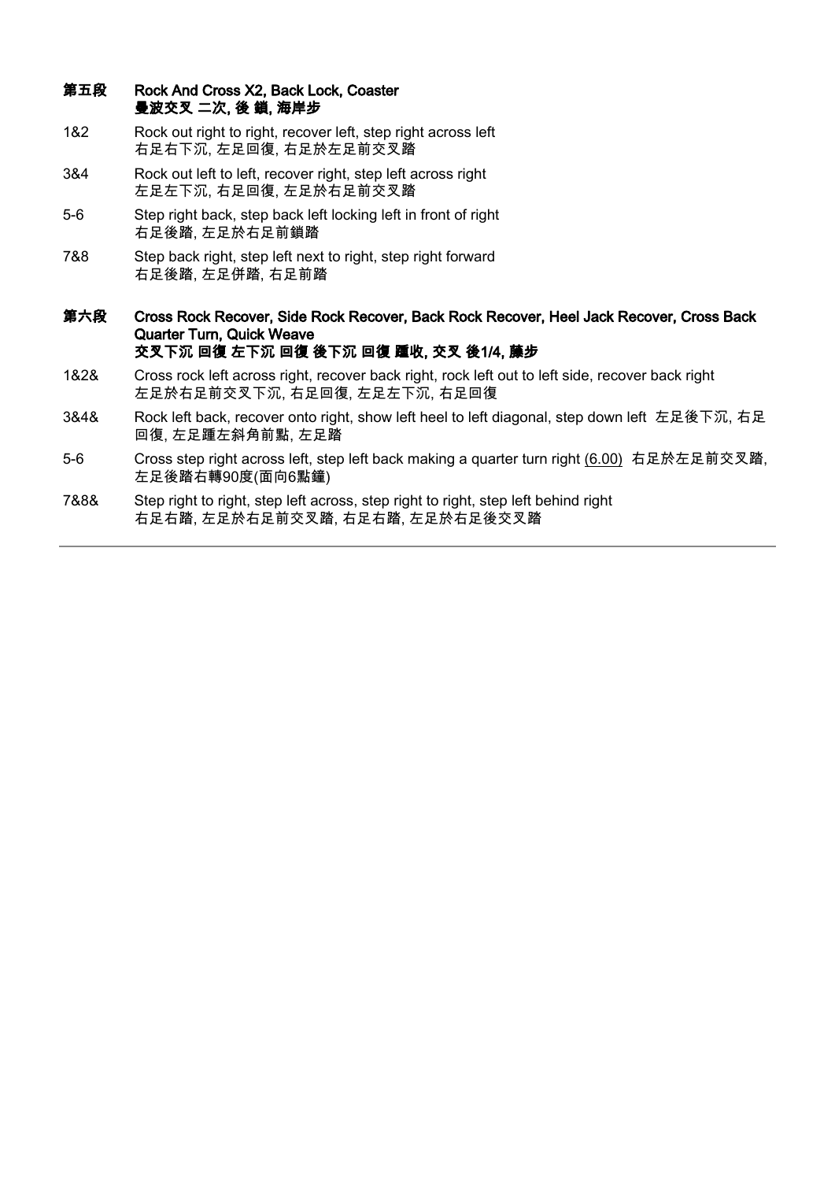**第五段　Rock And Cross X2, Back Lock, Coaster**
**曼波交叉 二次, 後 鎖, 海岸步**

| | |
|---|---|
| 1&2 | Rock out right to right, recover left, step right across left<br>右足右下沉, 左足回復, 右足於左足前交叉踏 |
| 3&4 | Rock out left to left, recover right, step left across right<br>左足左下沉, 右足回復, 左足於右足前交叉踏 |
| 5-6 | Step right back, step back left locking left in front of right<br>右足後踏, 左足於右足前鎖踏 |
| 7&8 | Step back right, step left next to right, step right forward<br>右足後踏, 左足併踏, 右足前踏 |

**第六段　Cross Rock Recover, Side Rock Recover, Back Rock Recover, Heel Jack Recover, Cross Back Quarter Turn, Quick Weave**
**交叉下沉 回復 左下沉 回復 後下沉 回復 踵收, 交叉 後1/4, 藤步**

| | |
|---|---|
| 1&2& | Cross rock left across right, recover back right, rock left out to left side, recover back right<br>左足於右足前交叉下沉, 右足回復, 左足左下沉, 右足回復 |
| 3&4& | Rock left back, recover onto right, show left heel to left diagonal, step down left 左足後下沉, 右足回復, 左足踵左斜角前點, 左足踏 |
| 5-6 | Cross step right across left, step left back making a quarter turn right (6.00) 右足於左足前交叉踏, 左足後踏右轉90度(面向6點鐘) |
| 7&8& | Step right to right, step left across, step right to right, step left behind right<br>右足右踏, 左足於右足前交叉踏, 右足右踏, 左足於右足後交叉踏 |